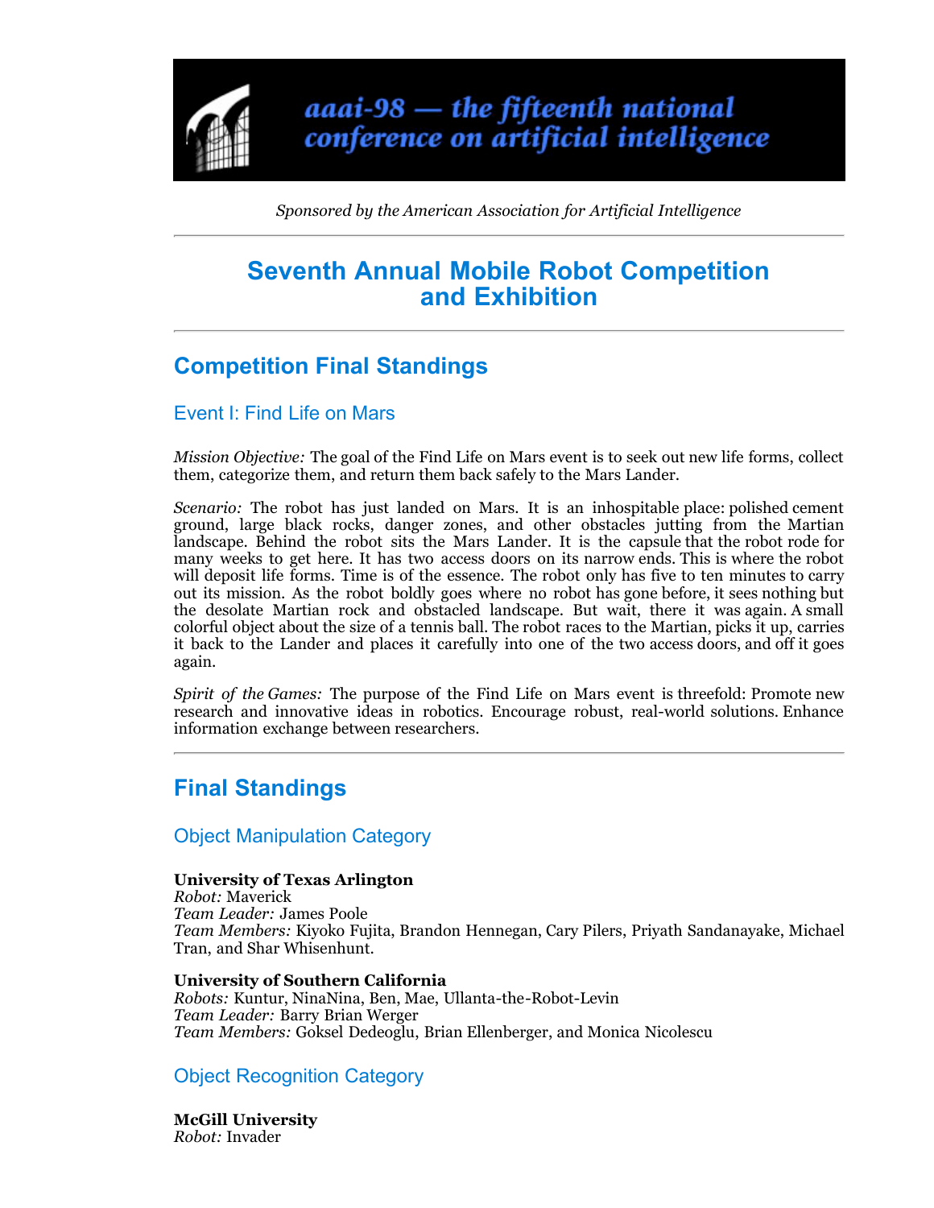aaai-98 — the fifteenth national conference on artificial intelligence

*Sponsored by the American Association for Artificial Intelligence*

---

# Seventh Annual Mobile Robot Competition and Exhibition

---

## Competition Final Standings

### Event I: Find Life on Mars

*Mission Objective:* The goal of the Find Life on Mars event is to seek out new life forms, collect them, categorize them, and return them back safely to the Mars Lander.

*Scenario:* The robot has just landed on Mars. It is an inhospitable place: polished cement ground, large black rocks, danger zones, and other obstacles jutting from the Martian landscape. Behind the robot sits the Mars Lander. It is the capsule that the robot rode for many weeks to get here. It has two access doors on its narrow ends. This is where the robot will deposit life forms. Time is of the essence. The robot only has five to ten minutes to carry out its mission. As the robot boldly goes where no robot has gone before, it sees nothing but the desolate Martian rock and obstacled landscape. But wait, there it was again. A small colorful object about the size of a tennis ball. The robot races to the Martian, picks it up, carries it back to the Lander and places it carefully into one of the two access doors, and off it goes again.

*Spirit of the Games:* The purpose of the Find Life on Mars event is threefold: Promote new research and innovative ideas in robotics. Encourage robust, real-world solutions. Enhance information exchange between researchers.

---

## Final Standings

### Object Manipulation Category

**University of Texas Arlington**
*Robot:* Maverick
*Team Leader:* James Poole
*Team Members:* Kiyoko Fujita, Brandon Hennegan, Cary Pilers, Priyath Sandanayake, Michael Tran, and Shar Whisenhunt.

**University of Southern California**
*Robots:* Kuntur, NinaNina, Ben, Mae, Ullanta-the-Robot-Levin
*Team Leader:* Barry Brian Werger
*Team Members:* Goksel Dedeoglu, Brian Ellenberger, and Monica Nicolescu

### Object Recognition Category

**McGill University**
*Robot:* Invader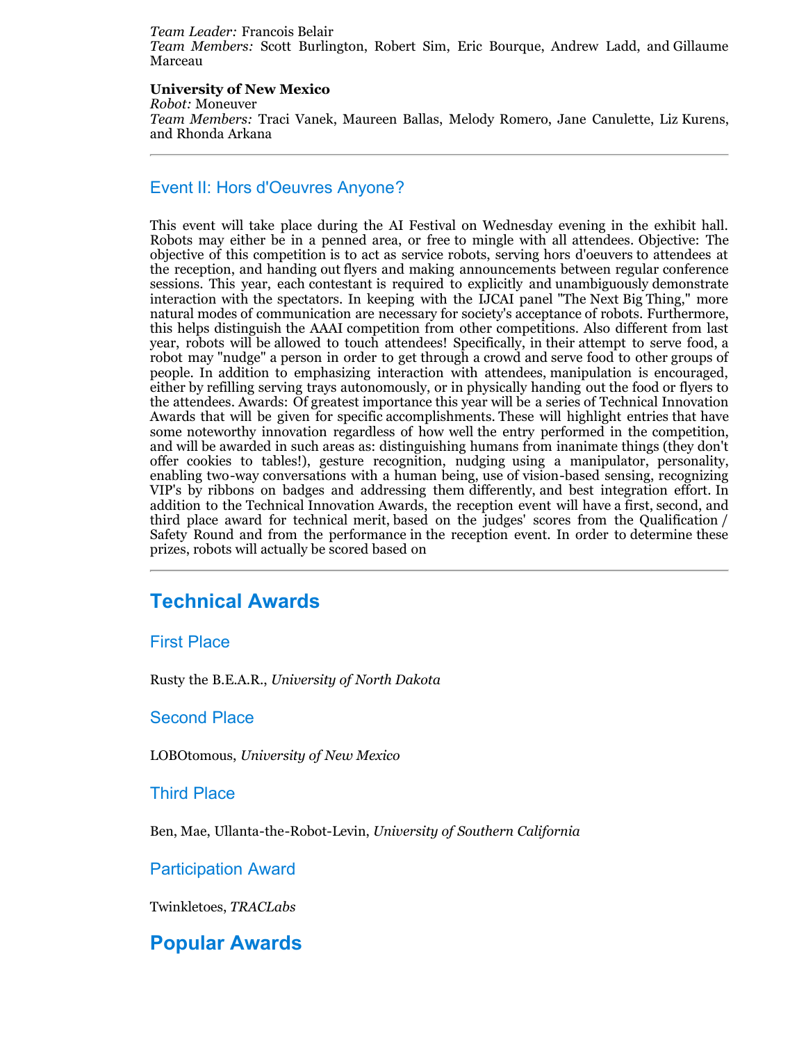*Team Leader:* Francois Belair
*Team Members:* Scott Burlington, Robert Sim, Eric Bourque, Andrew Ladd, and Gillaume Marceau

**University of New Mexico**
*Robot:* Moneuver
*Team Members:* Traci Vanek, Maureen Ballas, Melody Romero, Jane Canulette, Liz Kurens, and Rhonda Arkana

---

### Event II: Hors d'Oeuvres Anyone?

This event will take place during the AI Festival on Wednesday evening in the exhibit hall. Robots may either be in a penned area, or free to mingle with all attendees. Objective: The objective of this competition is to act as service robots, serving hors d'oeuvers to attendees at the reception, and handing out flyers and making announcements between regular conference sessions. This year, each contestant is required to explicitly and unambiguously demonstrate interaction with the spectators. In keeping with the IJCAI panel "The Next Big Thing," more natural modes of communication are necessary for society's acceptance of robots. Furthermore, this helps distinguish the AAAI competition from other competitions. Also different from last year, robots will be allowed to touch attendees! Specifically, in their attempt to serve food, a robot may "nudge" a person in order to get through a crowd and serve food to other groups of people. In addition to emphasizing interaction with attendees, manipulation is encouraged, either by refilling serving trays autonomously, or in physically handing out the food or flyers to the attendees. Awards: Of greatest importance this year will be a series of Technical Innovation Awards that will be given for specific accomplishments. These will highlight entries that have some noteworthy innovation regardless of how well the entry performed in the competition, and will be awarded in such areas as: distinguishing humans from inanimate things (they don't offer cookies to tables!), gesture recognition, nudging using a manipulator, personality, enabling two-way conversations with a human being, use of vision-based sensing, recognizing VIP's by ribbons on badges and addressing them differently, and best integration effort. In addition to the Technical Innovation Awards, the reception event will have a first, second, and third place award for technical merit, based on the judges' scores from the Qualification / Safety Round and from the performance in the reception event. In order to determine these prizes, robots will actually be scored based on

---

## Technical Awards

### First Place

Rusty the B.E.A.R., *University of North Dakota*

### Second Place

LOBOtomous, *University of New Mexico*

### Third Place

Ben, Mae, Ullanta-the-Robot-Levin, *University of Southern California*

### Participation Award

Twinkletoes, *TRACLabs*

## Popular Awards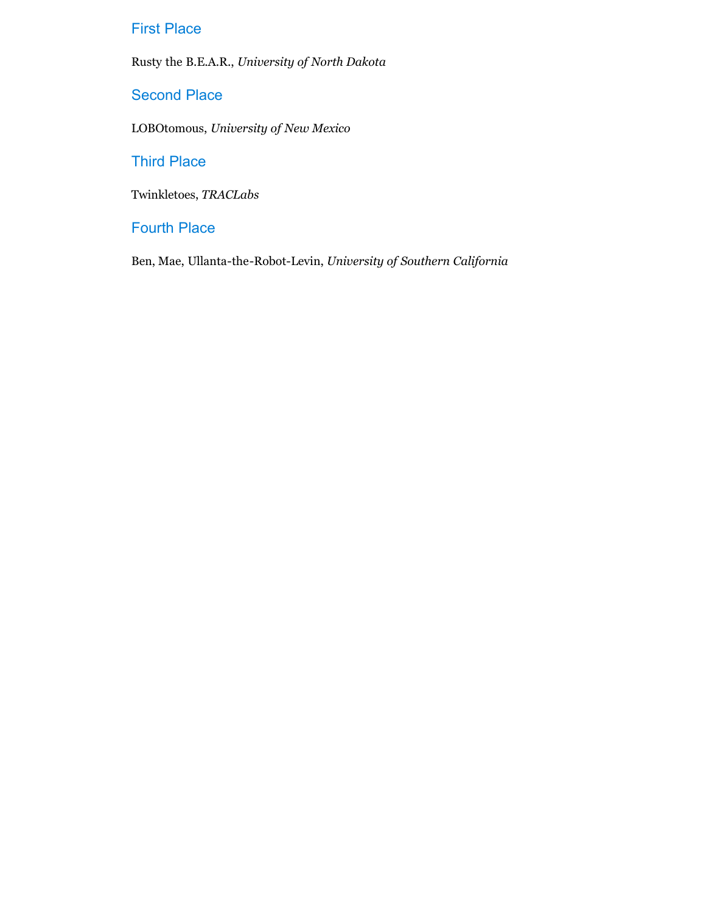### First Place

Rusty the B.E.A.R., *University of North Dakota*

### Second Place

LOBOtomous, *University of New Mexico*

### Third Place

Twinkletoes, *TRACLabs*

### Fourth Place

Ben, Mae, Ullanta-the-Robot-Levin, *University of Southern California*